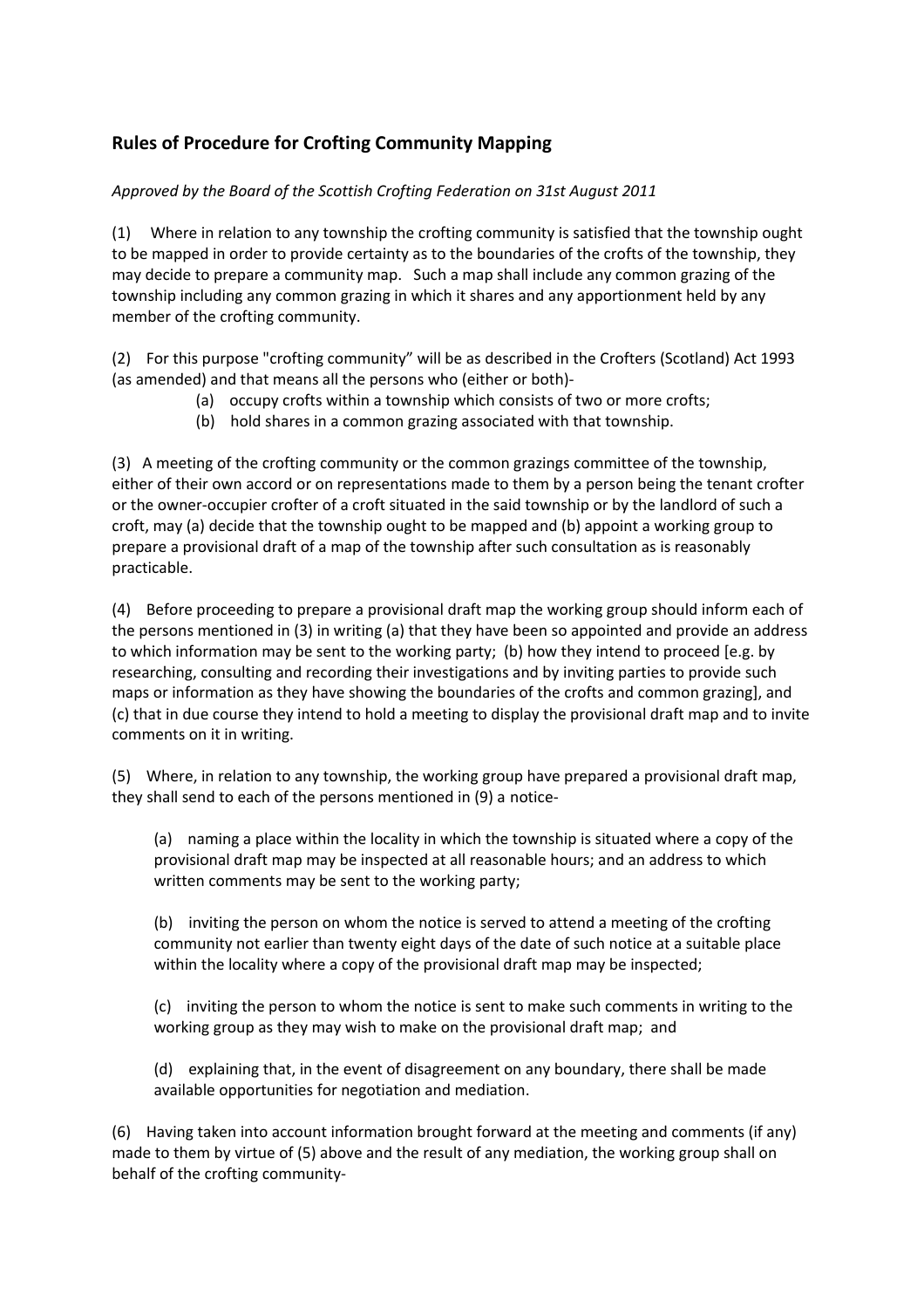## Rules of Procedure for Crofting Community Mapping

*Approved by the Board of the Scottish Crofting Federation on 31st August 2011*

(1) Where in relation to any township the crofting community is satisfied that the township ought to be mapped in order to provide certainty as to the boundaries of the crofts of the township, they may decide to prepare a community map. Such a map shall include any common grazing of the township including any common grazing in which it shares and any apportionment held by any member of the crofting community.

(2) For this purpose "crofting community" will be as described in the Crofters (Scotland) Act 1993 (as amended) and that means all the persons who (either or both)-

- (a) occupy crofts within a township which consists of two or more crofts;
- (b) hold shares in a common grazing associated with that township.

(3) A meeting of the crofting community or the common grazings committee of the township, either of their own accord or on representations made to them by a person being the tenant crofter or the owner-occupier crofter of a croft situated in the said township or by the landlord of such a croft, may (a) decide that the township ought to be mapped and (b) appoint a working group to prepare a provisional draft of a map of the township after such consultation as is reasonably practicable.

(4) Before proceeding to prepare a provisional draft map the working group should inform each of the persons mentioned in (3) in writing (a) that they have been so appointed and provide an address to which information may be sent to the working party; (b) how they intend to proceed [e.g. by researching, consulting and recording their investigations and by inviting parties to provide such maps or information as they have showing the boundaries of the crofts and common grazing], and (c) that in due course they intend to hold a meeting to display the provisional draft map and to invite comments on it in writing.

(5) Where, in relation to any township, the working group have prepared a provisional draft map, they shall send to each of the persons mentioned in (9) a notice-

(a) naming a place within the locality in which the township is situated where a copy of the provisional draft map may be inspected at all reasonable hours; and an address to which written comments may be sent to the working party;

(b) inviting the person on whom the notice is served to attend a meeting of the crofting community not earlier than twenty eight days of the date of such notice at a suitable place within the locality where a copy of the provisional draft map may be inspected;

(c) inviting the person to whom the notice is sent to make such comments in writing to the working group as they may wish to make on the provisional draft map; and

(d) explaining that, in the event of disagreement on any boundary, there shall be made available opportunities for negotiation and mediation.

(6) Having taken into account information brought forward at the meeting and comments (if any) made to them by virtue of (5) above and the result of any mediation, the working group shall on behalf of the crofting community-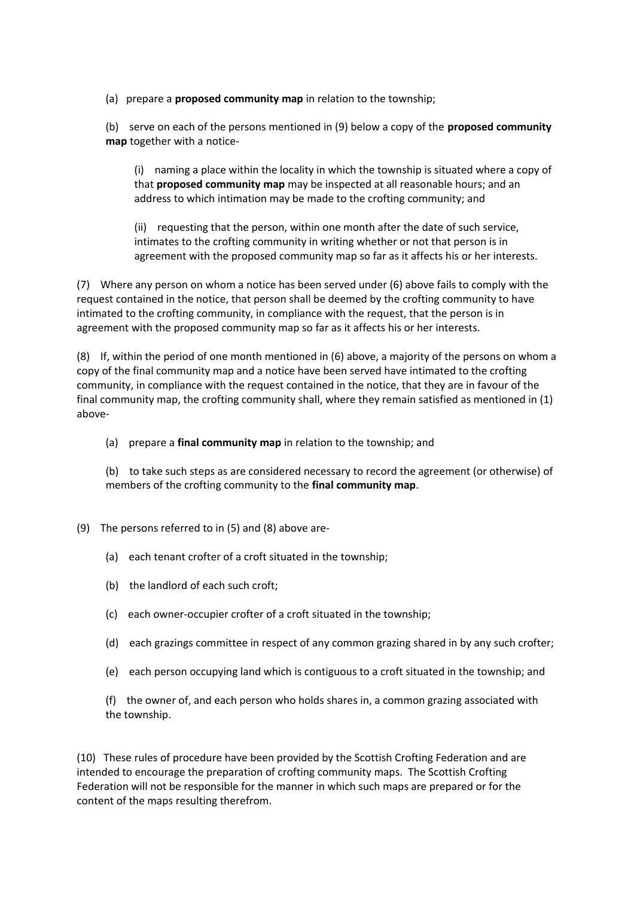(a) prepare a **proposed community map** in relation to the township;

(b) serve on each of the persons mentioned in (9) below a copy of the **proposed community map** together with a notice-

(i) naming a place within the locality in which the township is situated where a copy of that **proposed community map** may be inspected at all reasonable hours; and an address to which intimation may be made to the crofting community; and

(ii) requesting that the person, within one month after the date of such service, intimates to the crofting community in writing whether or not that person is in agreement with the proposed community map so far as it affects his or her interests.

(7) Where any person on whom a notice has been served under (6) above fails to comply with the request contained in the notice, that person shall be deemed by the crofting community to have intimated to the crofting community, in compliance with the request, that the person is in agreement with the proposed community map so far as it affects his or her interests.

(8) If, within the period of one month mentioned in (6) above, a majority of the persons on whom a copy of the final community map and a notice have been served have intimated to the crofting community, in compliance with the request contained in the notice, that they are in favour of the final community map, the crofting community shall, where they remain satisfied as mentioned in (1) above-

(a) prepare a **final community map** in relation to the township; and

(b) to take such steps as are considered necessary to record the agreement (or otherwise) of members of the crofting community to the **final community map**.

(9) The persons referred to in (5) and (8) above are-

(a) each tenant crofter of a croft situated in the township;

(b) the landlord of each such croft;

(c) each owner-occupier crofter of a croft situated in the township;

(d) each grazings committee in respect of any common grazing shared in by any such crofter;

(e) each person occupying land which is contiguous to a croft situated in the township; and

(f) the owner of, and each person who holds shares in, a common grazing associated with the township.

(10) These rules of procedure have been provided by the Scottish Crofting Federation and are intended to encourage the preparation of crofting community maps. The Scottish Crofting Federation will not be responsible for the manner in which such maps are prepared or for the content of the maps resulting therefrom.